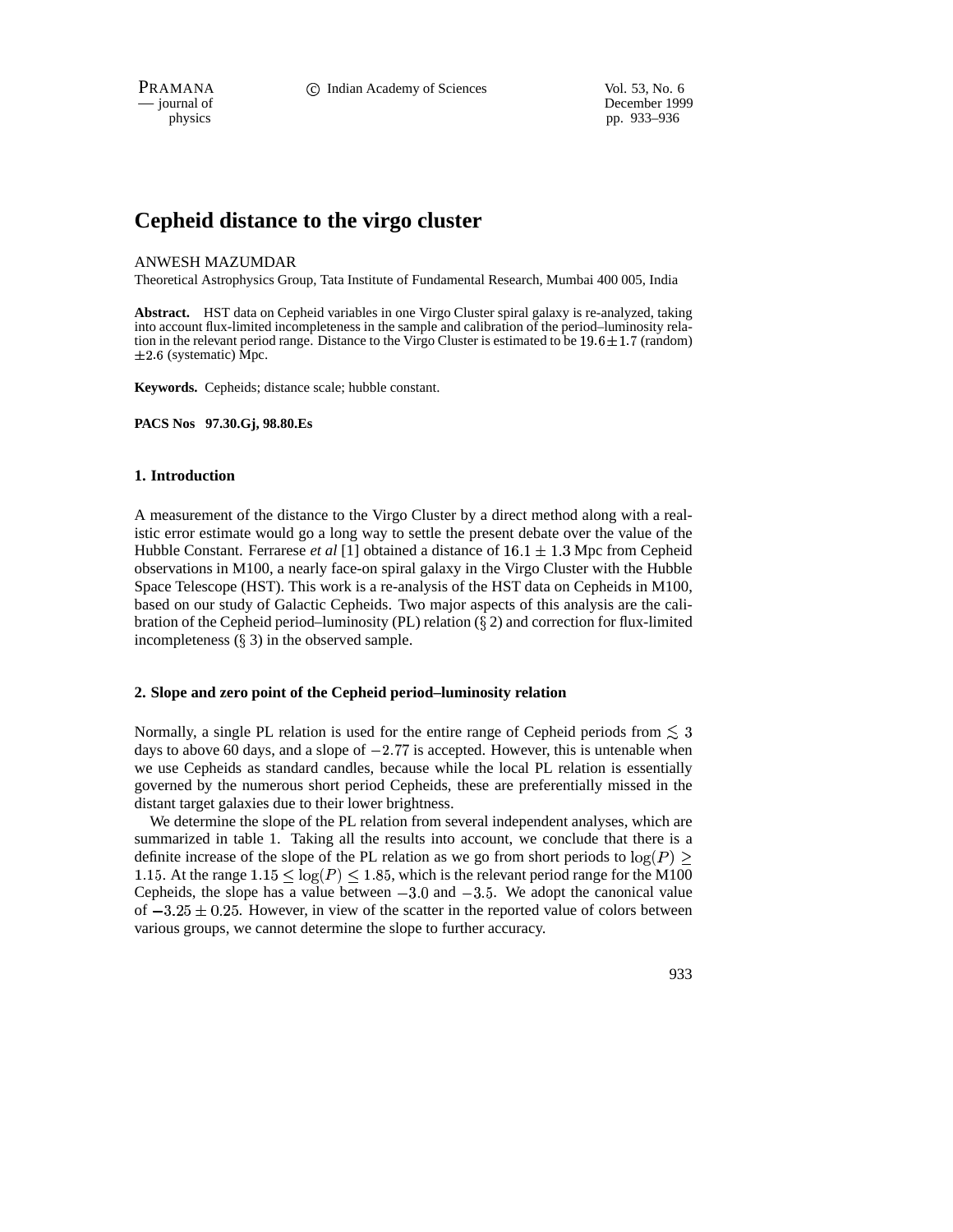# Cepheid distance to the virgo cluster

ANWESH MAZUMDAR

Theoretical Astrophysics Group, Tata Institute of Fundamental Research, Mumbai 400 005, India

**Abstract.** HST data on Cepheid variables in one Virgo Cluster spiral galaxy is re-analyzed, taking into account flux-limited incompleteness in the sample and calibration of the period–luminosity relation in the relevant period range. Distance to the Virgo Cluster is estimated to be $19.6 \pm 1.7$ (random) $\pm 2.6$ (systematic) Mpc.

**Keywords.** Cepheids; distance scale; hubble constant.

**PACS Nos 97.30.Gj, 98.80.Es**

## 1. Introduction

A measurement of the distance to the Virgo Cluster by a direct method along with a realistic error estimate would go a long way to settle the present debate over the value of the Hubble Constant. Ferrarese *et al* [1] obtained a distance of $16.1 \pm 1.3$ Mpc from Cepheid observations in M100, a nearly face-on spiral galaxy in the Virgo Cluster with the Hubble Space Telescope (HST). This work is a re-analysis of the HST data on Cepheids in M100, based on our study of Galactic Cepheids. Two major aspects of this analysis are the calibration of the Cepheid period–luminosity (PL) relation (§ 2) and correction for flux-limited incompleteness (§ 3) in the observed sample.

## 2. Slope and zero point of the Cepheid period–luminosity relation

Normally, a single PL relation is used for the entire range of Cepheid periods from $\lesssim 3$ days to above 60 days, and a slope of $-2.77$ is accepted. However, this is untenable when we use Cepheids as standard candles, because while the local PL relation is essentially governed by the numerous short period Cepheids, these are preferentially missed in the distant target galaxies due to their lower brightness.

We determine the slope of the PL relation from several independent analyses, which are summarized in table 1. Taking all the results into account, we conclude that there is a definite increase of the slope of the PL relation as we go from short periods to $\log(P) \geq 1.15$. At the range $1.15 \leq \log(P) \leq 1.85$, which is the relevant period range for the M100 Cepheids, the slope has a value between $-3.0$ and $-3.5$. We adopt the canonical value of $-3.25 \pm 0.25$. However, in view of the scatter in the reported value of colors between various groups, we cannot determine the slope to further accuracy.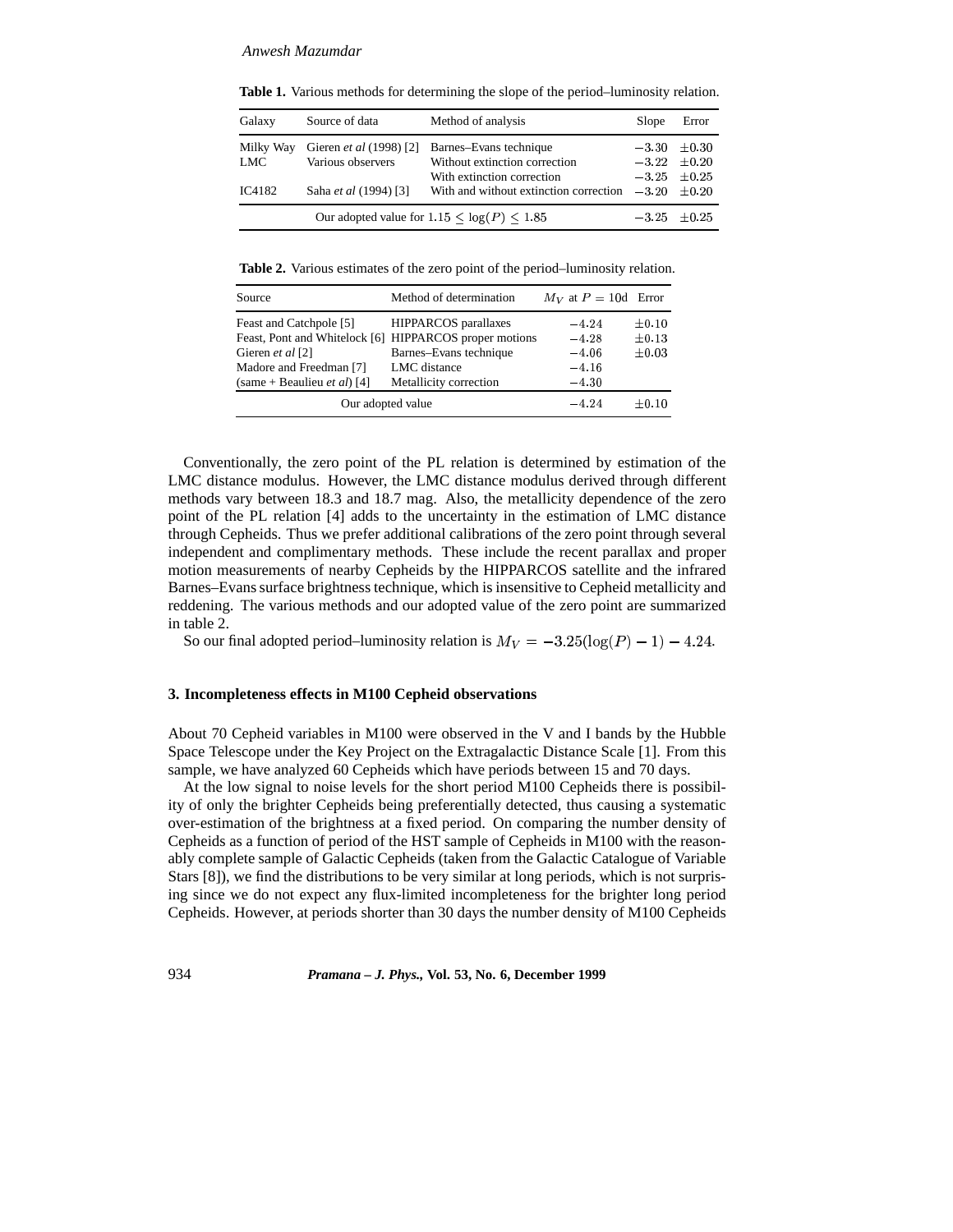**Table 1.** Various methods for determining the slope of the period–luminosity relation.

| Galaxy | Source of data | Method of analysis | Slope | Error |
|---|---|---|---|---|
| Milky Way | Gieren *et al* (1998) [2] | Barnes–Evans technique | $-3.30$ | $\pm 0.30$ |
| LMC | Various observers | Without extinction correction | $-3.22$ | $\pm 0.20$ |
| | | With extinction correction | $-3.25$ | $\pm 0.25$ |
| IC4182 | Saha *et al* (1994) [3] | With and without extinction correction | $-3.20$ | $\pm 0.20$ |
| Our adopted value for $1.15 \leq \log(P) \leq 1.85$ | | | $-3.25$ | $\pm 0.25$ |

**Table 2.** Various estimates of the zero point of the period–luminosity relation.

| Source | Method of determination | $M_V$ at $P = 10$d | Error |
|---|---|---|---|
| Feast and Catchpole [5] | HIPPARCOS parallaxes | $-4.24$ | $\pm 0.10$ |
| Feast, Pont and Whitelock [6] | HIPPARCOS proper motions | $-4.28$ | $\pm 0.13$ |
| Gieren *et al* [2] | Barnes–Evans technique | $-4.06$ | $\pm 0.03$ |
| Madore and Freedman [7] | LMC distance | $-4.16$ | |
| (same + Beaulieu *et al*) [4] | Metallicity correction | $-4.30$ | |
| Our adopted value | | $-4.24$ | $\pm 0.10$ |

Conventionally, the zero point of the PL relation is determined by estimation of the LMC distance modulus. However, the LMC distance modulus derived through different methods vary between 18.3 and 18.7 mag. Also, the metallicity dependence of the zero point of the PL relation [4] adds to the uncertainty in the estimation of LMC distance through Cepheids. Thus we prefer additional calibrations of the zero point through several independent and complimentary methods. These include the recent parallax and proper motion measurements of nearby Cepheids by the HIPPARCOS satellite and the infrared Barnes–Evans surface brightness technique, which is insensitive to Cepheid metallicity and reddening. The various methods and our adopted value of the zero point are summarized in table 2.

So our final adopted period–luminosity relation is $M_V = -3.25(\log(P) - 1) - 4.24$.

## 3. Incompleteness effects in M100 Cepheid observations

About 70 Cepheid variables in M100 were observed in the V and I bands by the Hubble Space Telescope under the Key Project on the Extragalactic Distance Scale [1]. From this sample, we have analyzed 60 Cepheids which have periods between 15 and 70 days.

At the low signal to noise levels for the short period M100 Cepheids there is possibility of only the brighter Cepheids being preferentially detected, thus causing a systematic over-estimation of the brightness at a fixed period. On comparing the number density of Cepheids as a function of period of the HST sample of Cepheids in M100 with the reasonably complete sample of Galactic Cepheids (taken from the Galactic Catalogue of Variable Stars [8]), we find the distributions to be very similar at long periods, which is not surprising since we do not expect any flux-limited incompleteness for the brighter long period Cepheids. However, at periods shorter than 30 days the number density of M100 Cepheids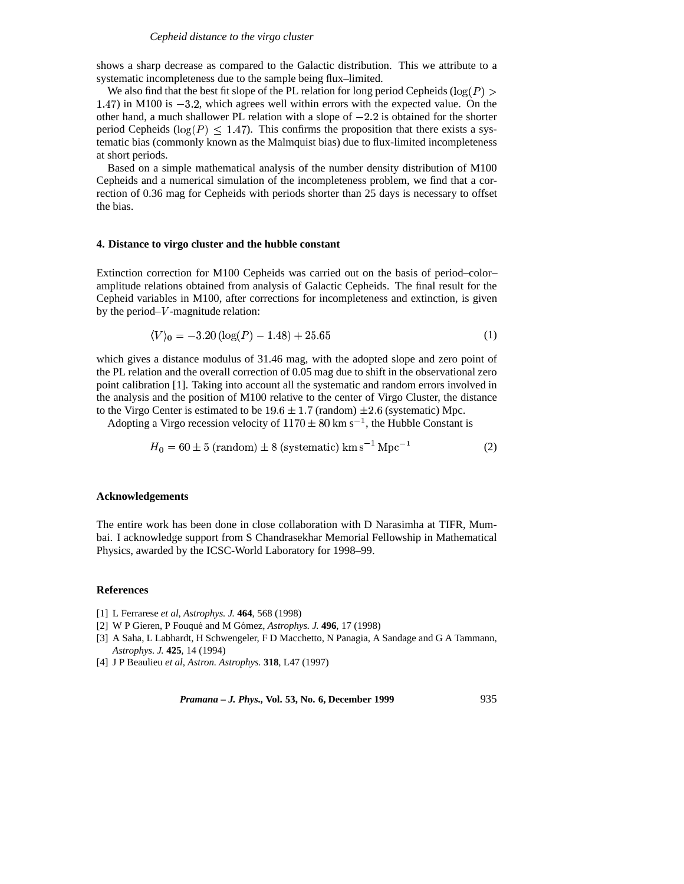shows a sharp decrease as compared to the Galactic distribution. This we attribute to a systematic incompleteness due to the sample being flux–limited.

We also find that the best fit slope of the PL relation for long period Cepheids ($\log(P) > 1.47$) in M100 is $-3.2$, which agrees well within errors with the expected value. On the other hand, a much shallower PL relation with a slope of $-2.2$ is obtained for the shorter period Cepheids ($\log(P) \leq 1.47$). This confirms the proposition that there exists a systematic bias (commonly known as the Malmquist bias) due to flux-limited incompleteness at short periods.

Based on a simple mathematical analysis of the number density distribution of M100 Cepheids and a numerical simulation of the incompleteness problem, we find that a correction of 0.36 mag for Cepheids with periods shorter than 25 days is necessary to offset the bias.

#### 4. Distance to virgo cluster and the hubble constant

Extinction correction for M100 Cepheids was carried out on the basis of period–color–amplitude relations obtained from analysis of Galactic Cepheids. The final result for the Cepheid variables in M100, after corrections for incompleteness and extinction, is given by the period–$V$-magnitude relation:

$$\langle V \rangle_0 = -3.20\,(\log(P) - 1.48) + 25.65 \tag{1}$$

which gives a distance modulus of 31.46 mag, with the adopted slope and zero point of the PL relation and the overall correction of 0.05 mag due to shift in the observational zero point calibration [1]. Taking into account all the systematic and random errors involved in the analysis and the position of M100 relative to the center of Virgo Cluster, the distance to the Virgo Center is estimated to be $19.6 \pm 1.7$ (random) $\pm 2.6$ (systematic) Mpc.

Adopting a Virgo recession velocity of $1170 \pm 80$ km s$^{-1}$, the Hubble Constant is

$$H_0 = 60 \pm 5 \text{ (random)} \pm 8 \text{ (systematic) km s}^{-1}\,\text{Mpc}^{-1} \tag{2}$$

#### Acknowledgements

The entire work has been done in close collaboration with D Narasimha at TIFR, Mumbai. I acknowledge support from S Chandrasekhar Memorial Fellowship in Mathematical Physics, awarded by the ICSC-World Laboratory for 1998–99.

#### References

[1] L Ferrarese *et al*, *Astrophys. J.* **464**, 568 (1998)
[2] W P Gieren, P Fouqué and M Gómez, *Astrophys. J.* **496**, 17 (1998)
[3] A Saha, L Labhardt, H Schwengeler, F D Macchetto, N Panagia, A Sandage and G A Tammann, *Astrophys. J.* **425**, 14 (1994)
[4] J P Beaulieu *et al*, *Astron. Astrophys.* **318**, L47 (1997)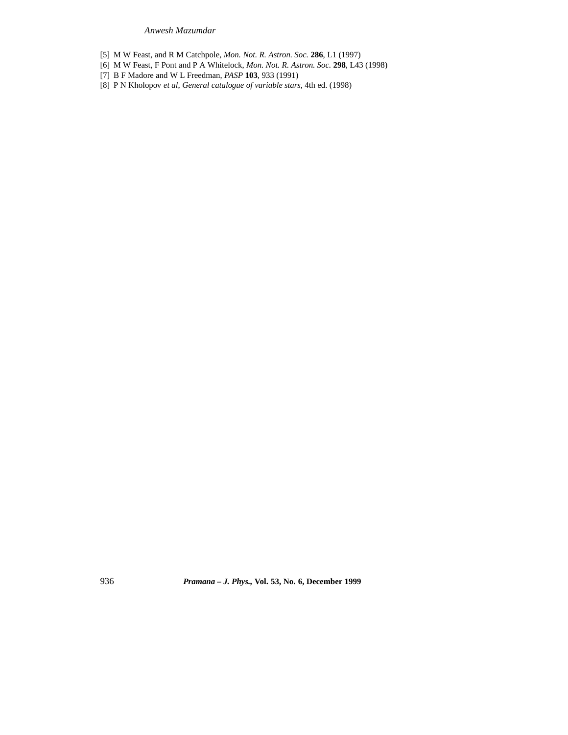[5] M W Feast, and R M Catchpole, *Mon. Not. R. Astron. Soc.* **286**, L1 (1997)

[6] M W Feast, F Pont and P A Whitelock, *Mon. Not. R. Astron. Soc.* **298**, L43 (1998)

[7] B F Madore and W L Freedman, *PASP* **103**, 933 (1991)

[8] P N Kholopov *et al*, *General catalogue of variable stars*, 4th ed. (1998)